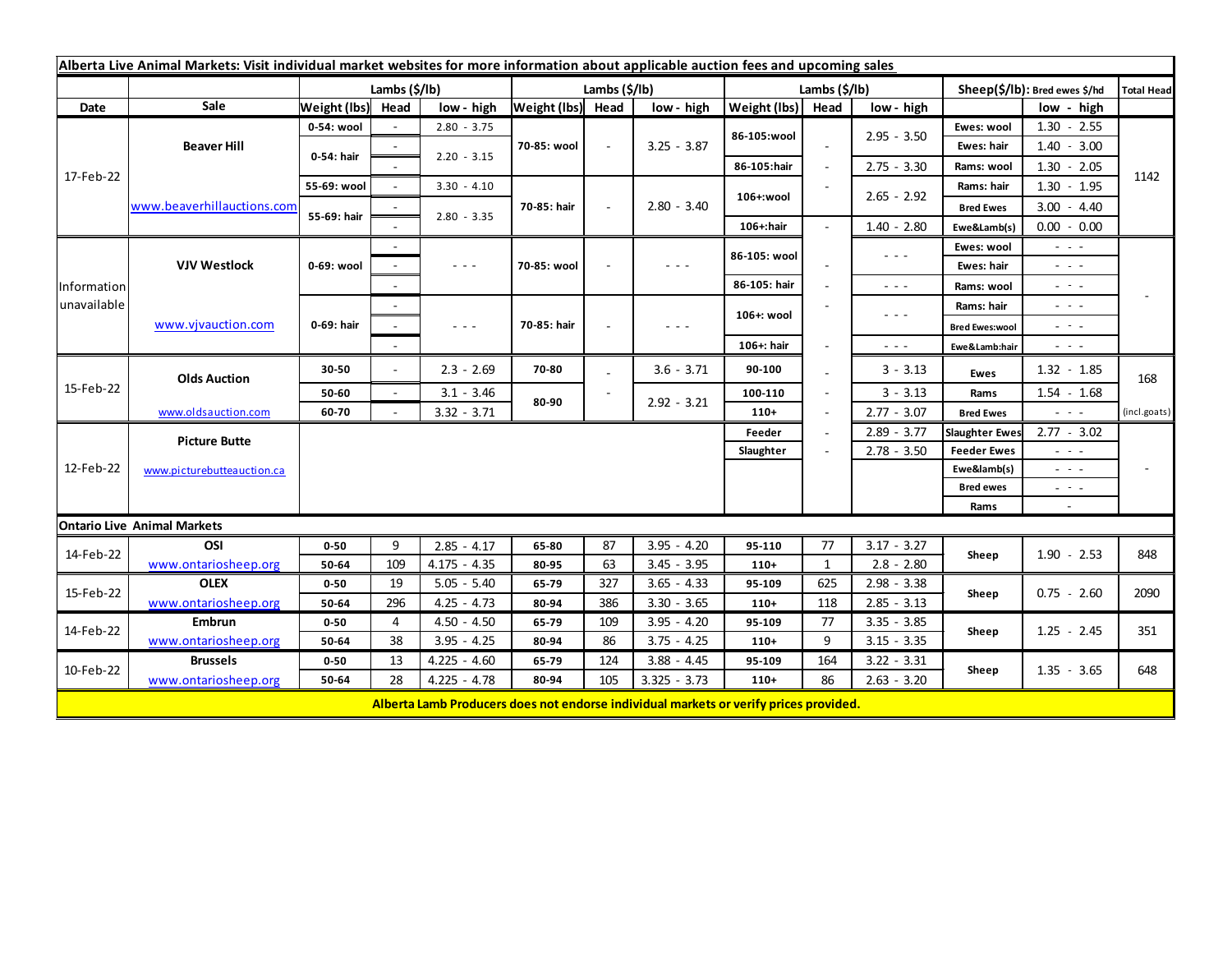**Alberta Live Animal Markets: Visit individual market websites for more information about applicable auction fees and upcoming sales**

| Date | Sale | Lambs ($/lb) | | | Lambs ($/lb) | | | Lambs ($/lb) | | | Sheep($/lb): Bred ewes $/hd | | Total Head |
|---|---|---|---|---|---|---|---|---|---|---|---|---|---|
| | | Weight (lbs) | Head | low - high | Weight (lbs) | Head | low - high | Weight (lbs) | Head | low - high | | low - high | |
| 17-Feb-22 | Beaver Hill | 0-54: wool | - | 2.80 - 3.75 | 70-85: wool | - | 3.25 - 3.87 | 86-105:wool | - | 2.95 - 3.50 | Ewes: wool | 1.30 - 2.55 | 1142 |
| | | 0-54: hair | - | 2.20 - 3.15 | | | | | | | Ewes: hair | 1.40 - 3.00 | |
| | | | - | | | | | 86-105:hair | - | 2.75 - 3.30 | Rams: wool | 1.30 - 2.05 | |
| | | 55-69: wool | - | 3.30 - 4.10 | 70-85: hair | - | 2.80 - 3.40 | 106+:wool | - | 2.65 - 2.92 | Rams: hair | 1.30 - 1.95 | |
| | www.beaverhillauctions.com | 55-69: hair | - | 2.80 - 3.35 | | | | | | | Bred Ewes | 3.00 - 4.40 | |
| | | | - | | | | | 106+:hair | - | 1.40 - 2.80 | Ewe&Lamb(s) | 0.00 - 0.00 | |
| Information unavailable | VJV Westlock | 0-69: wool | - | - - - | 70-85: wool | - | - - - | 86-105: wool | - | - - - | Ewes: wool | - - - | - |
| | | | - | | | | | | | | Ewes: hair | - - - | |
| | | | - | | | | | 86-105: hair | - | - - - | Rams: wool | - - - | |
| | | 0-69: hair | - | - - - | 70-85: hair | - | - - - | 106+: wool | - | - - - | Rams: hair | - - - | |
| | www.vjvauction.com | | - | | | | | | | | Bred Ewes:wool | - - - | |
| | | | - | | | | | 106+: hair | - | - - - | Ewe&Lamb:hair | - - - | |
| 15-Feb-22 | Olds Auction | 30-50 | - | 2.3 - 2.69 | 70-80 | - | 3.6 - 3.71 | 90-100 | - | 3 - 3.13 | Ewes | 1.32 - 1.85 | 168 |
| | | 50-60 | - | 3.1 - 3.46 | 80-90 | - | 2.92 - 3.21 | 100-110 | - | 3 - 3.13 | Rams | 1.54 - 1.68 | |
| | www.oldsauction.com | 60-70 | - | 3.32 - 3.71 | | | | 110+ | - | 2.77 - 3.07 | Bred Ewes | - - - | (incl.goats) |
| 12-Feb-22 | Picture Butte | | | | | | | Feeder | - | 2.89 - 3.77 | Slaughter Ewes | 2.77 - 3.02 | - |
| | | | | | | | | Slaughter | - | 2.78 - 3.50 | Feeder Ewes | - - - | |
| | www.picturebutteauction.ca | | | | | | | | | | Ewe&lamb(s) | - - - | |
| | | | | | | | | | | | Bred ewes | - - - | |
| | | | | | | | | | | | Rams | - | |

**Ontario Live Animal Markets**

| Date | Sale | Weight (lbs) | Head | low - high | Weight (lbs) | Head | low - high | Weight (lbs) | Head | low - high | | low - high | Total Head |
|---|---|---|---|---|---|---|---|---|---|---|---|---|---|
| 14-Feb-22 | OSI | 0-50 | 9 | 2.85 - 4.17 | 65-80 | 87 | 3.95 - 4.20 | 95-110 | 77 | 3.17 - 3.27 | Sheep | 1.90 - 2.53 | 848 |
| | www.ontariosheep.org | 50-64 | 109 | 4.175 - 4.35 | 80-95 | 63 | 3.45 - 3.95 | 110+ | 1 | 2.8 - 2.80 | | | |
| 15-Feb-22 | OLEX | 0-50 | 19 | 5.05 - 5.40 | 65-79 | 327 | 3.65 - 4.33 | 95-109 | 625 | 2.98 - 3.38 | Sheep | 0.75 - 2.60 | 2090 |
| | www.ontariosheep.org | 50-64 | 296 | 4.25 - 4.73 | 80-94 | 386 | 3.30 - 3.65 | 110+ | 118 | 2.85 - 3.13 | | | |
| 14-Feb-22 | Embrun | 0-50 | 4 | 4.50 - 4.50 | 65-79 | 109 | 3.95 - 4.20 | 95-109 | 77 | 3.35 - 3.85 | Sheep | 1.25 - 2.45 | 351 |
| | www.ontariosheep.org | 50-64 | 38 | 3.95 - 4.25 | 80-94 | 86 | 3.75 - 4.25 | 110+ | 9 | 3.15 - 3.35 | | | |
| 10-Feb-22 | Brussels | 0-50 | 13 | 4.225 - 4.60 | 65-79 | 124 | 3.88 - 4.45 | 95-109 | 164 | 3.22 - 3.31 | Sheep | 1.35 - 3.65 | 648 |
| | www.ontariosheep.org | 50-64 | 28 | 4.225 - 4.78 | 80-94 | 105 | 3.325 - 3.73 | 110+ | 86 | 2.63 - 3.20 | | | |

**Alberta Lamb Producers does not endorse individual markets or verify prices provided.**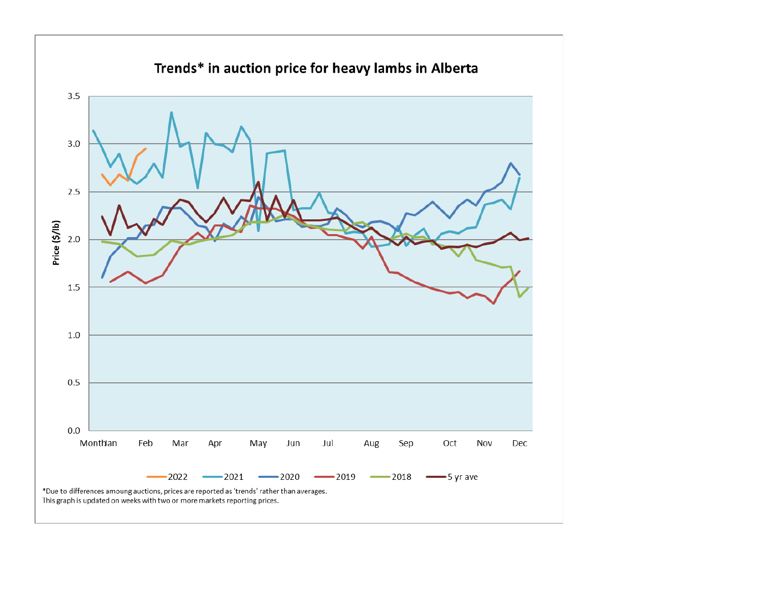## Trends* in auction price for heavy lambs in Alberta

Price ($/lb)

3.5
3.0
2.5
2.0
1.5
1.0
0.5
0.0

Month Jan Feb Mar Apr May Jun Jul Aug Sep Oct Nov Dec

2022 2021 2020 2019 2018 5 yr ave

*Due to differences amoung auctions, prices are reported as 'trends' rather than averages.
This graph is updated on weeks with two or more markets reporting prices.